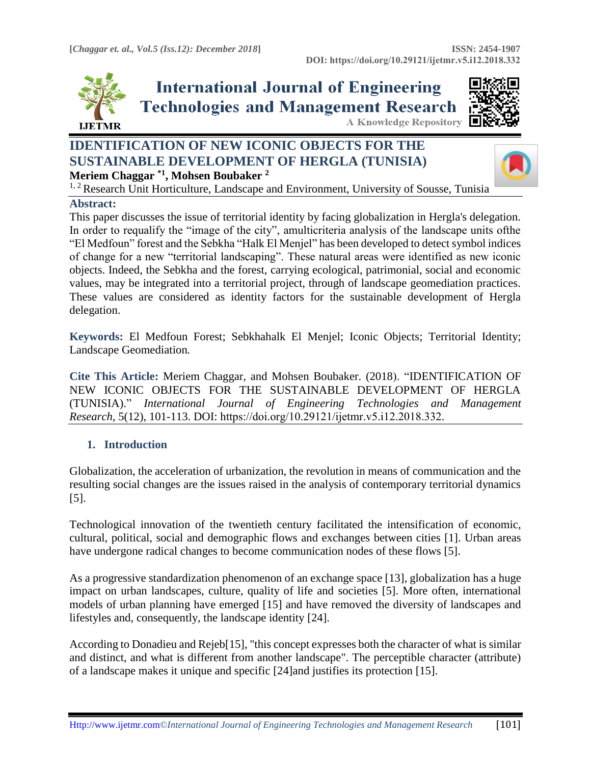# IDENTIFICATION OF NEW ICONIC OBJECTS FOR THE SUSTAINABLE DEVELOPMENT OF HERGLA (TUNISIA)

**Meriem Chaggar [*1], Mohsen Boubaker [2]**

[1, 2] Research Unit Horticulture, Landscape and Environment, University of Sousse, Tunisia

## Abstract:

This paper discusses the issue of territorial identity by facing globalization in Hergla's delegation. In order to requalify the "image of the city", amulticriteria analysis of the landscape units ofthe "El Medfoun" forest and the Sebkha "Halk El Menjel" has been developed to detect symbol indices of change for a new "territorial landscaping". These natural areas were identified as new iconic objects. Indeed, the Sebkha and the forest, carrying ecological, patrimonial, social and economic values, may be integrated into a territorial project, through of landscape geomediation practices. These values are considered as identity factors for the sustainable development of Hergla delegation.

**Keywords:** El Medfoun Forest; Sebkhahalk El Menjel; Iconic Objects; Territorial Identity; Landscape Geomediation.

**Cite This Article:** Meriem Chaggar, and Mohsen Boubaker. (2018). "IDENTIFICATION OF NEW ICONIC OBJECTS FOR THE SUSTAINABLE DEVELOPMENT OF HERGLA (TUNISIA)." *International Journal of Engineering Technologies and Management Research,* 5(12), 101-113. DOI: https://doi.org/10.29121/ijetmr.v5.i12.2018.332.

## 1. Introduction

Globalization, the acceleration of urbanization, the revolution in means of communication and the resulting social changes are the issues raised in the analysis of contemporary territorial dynamics [5].

Technological innovation of the twentieth century facilitated the intensification of economic, cultural, political, social and demographic flows and exchanges between cities [1]. Urban areas have undergone radical changes to become communication nodes of these flows [5].

As a progressive standardization phenomenon of an exchange space [13], globalization has a huge impact on urban landscapes, culture, quality of life and societies [5]. More often, international models of urban planning have emerged [15] and have removed the diversity of landscapes and lifestyles and, consequently, the landscape identity [24].

According to Donadieu and Rejeb[15], "this concept expresses both the character of what is similar and distinct, and what is different from another landscape". The perceptible character (attribute) of a landscape makes it unique and specific [24]and justifies its protection [15].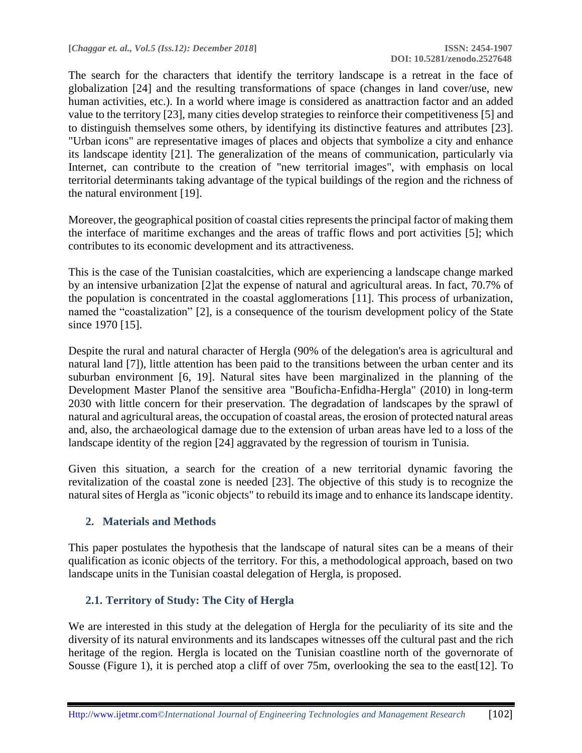The search for the characters that identify the territory landscape is a retreat in the face of globalization [24] and the resulting transformations of space (changes in land cover/use, new human activities, etc.). In a world where image is considered as anattraction factor and an added value to the territory [23], many cities develop strategies to reinforce their competitiveness [5] and to distinguish themselves some others, by identifying its distinctive features and attributes [23]. "Urban icons" are representative images of places and objects that symbolize a city and enhance its landscape identity [21]. The generalization of the means of communication, particularly via Internet, can contribute to the creation of "new territorial images", with emphasis on local territorial determinants taking advantage of the typical buildings of the region and the richness of the natural environment [19].

Moreover, the geographical position of coastal cities represents the principal factor of making them the interface of maritime exchanges and the areas of traffic flows and port activities [5]; which contributes to its economic development and its attractiveness.

This is the case of the Tunisian coastalcities, which are experiencing a landscape change marked by an intensive urbanization [2]at the expense of natural and agricultural areas. In fact, 70.7% of the population is concentrated in the coastal agglomerations [11]. This process of urbanization, named the "coastalization" [2], is a consequence of the tourism development policy of the State since 1970 [15].

Despite the rural and natural character of Hergla (90% of the delegation's area is agricultural and natural land [7]), little attention has been paid to the transitions between the urban center and its suburban environment [6, 19]. Natural sites have been marginalized in the planning of the Development Master Planof the sensitive area "Bouficha-Enfidha-Hergla" (2010) in long-term 2030 with little concern for their preservation. The degradation of landscapes by the sprawl of natural and agricultural areas, the occupation of coastal areas, the erosion of protected natural areas and, also, the archaeological damage due to the extension of urban areas have led to a loss of the landscape identity of the region [24] aggravated by the regression of tourism in Tunisia.

Given this situation, a search for the creation of a new territorial dynamic favoring the revitalization of the coastal zone is needed [23]. The objective of this study is to recognize the natural sites of Hergla as "iconic objects" to rebuild its image and to enhance its landscape identity.

## 2. Materials and Methods

This paper postulates the hypothesis that the landscape of natural sites can be a means of their qualification as iconic objects of the territory. For this, a methodological approach, based on two landscape units in the Tunisian coastal delegation of Hergla, is proposed.

### 2.1. Territory of Study: The City of Hergla

We are interested in this study at the delegation of Hergla for the peculiarity of its site and the diversity of its natural environments and its landscapes witnesses off the cultural past and the rich heritage of the region. Hergla is located on the Tunisian coastline north of the governorate of Sousse (Figure 1), it is perched atop a cliff of over 75m, overlooking the sea to the east[12]. To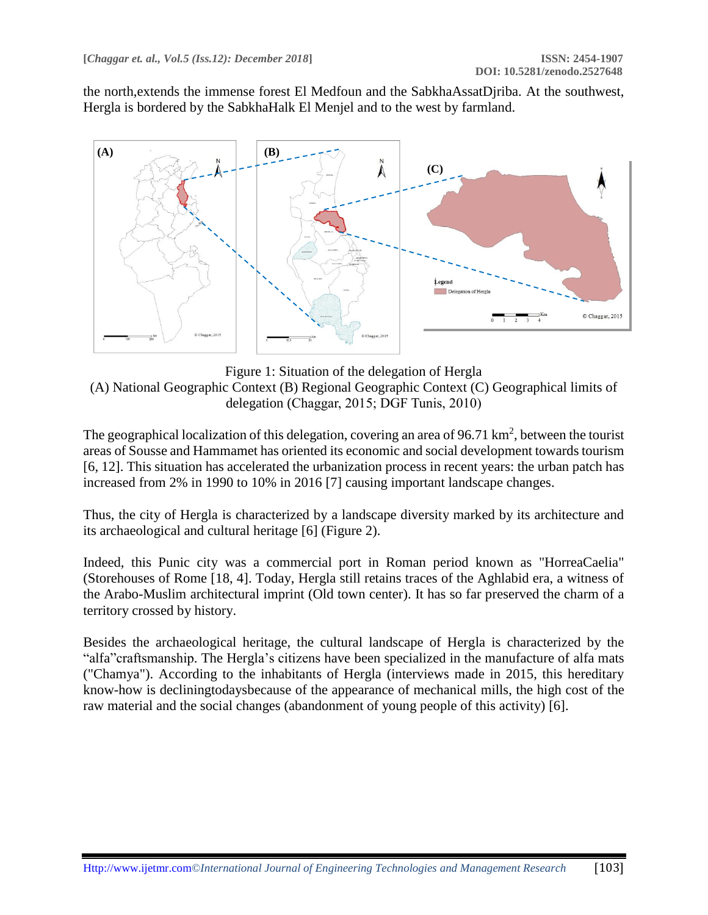the north,extends the immense forest El Medfoun and the SabkhaAssatDjriba. At the southwest, Hergla is bordered by the SabkhaHalk El Menjel and to the west by farmland.

Figure 1: Situation of the delegation of Hergla
(A) National Geographic Context (B) Regional Geographic Context (C) Geographical limits of delegation (Chaggar, 2015; DGF Tunis, 2010)

The geographical localization of this delegation, covering an area of 96.71 km$^2$, between the tourist areas of Sousse and Hammamet has oriented its economic and social development towards tourism [6, 12]. This situation has accelerated the urbanization process in recent years: the urban patch has increased from 2% in 1990 to 10% in 2016 [7] causing important landscape changes.

Thus, the city of Hergla is characterized by a landscape diversity marked by its architecture and its archaeological and cultural heritage [6] (Figure 2).

Indeed, this Punic city was a commercial port in Roman period known as "HorreaCaelia" (Storehouses of Rome [18, 4]. Today, Hergla still retains traces of the Aghlabid era, a witness of the Arabo-Muslim architectural imprint (Old town center). It has so far preserved the charm of a territory crossed by history.

Besides the archaeological heritage, the cultural landscape of Hergla is characterized by the “alfa”craftsmanship. The Hergla’s citizens have been specialized in the manufacture of alfa mats ("Chamya"). According to the inhabitants of Hergla (interviews made in 2015, this hereditary know-how is decliningtodaysbecause of the appearance of mechanical mills, the high cost of the raw material and the social changes (abandonment of young people of this activity) [6].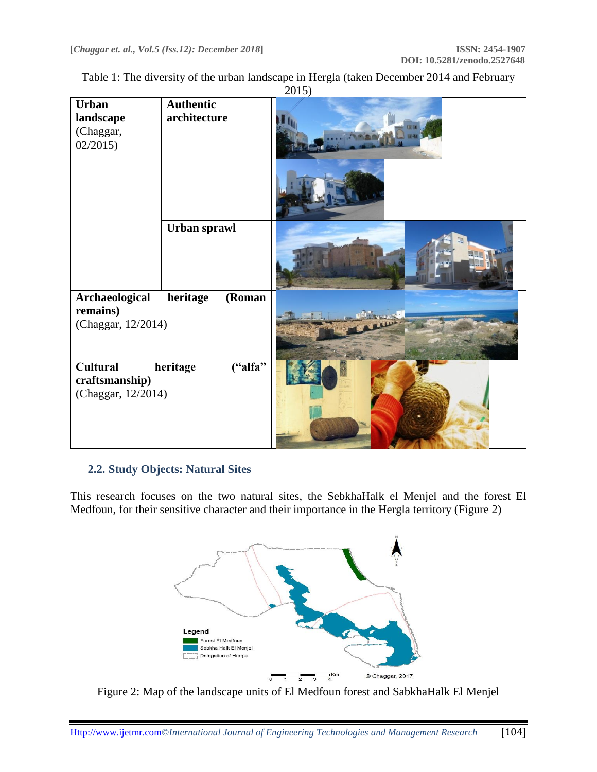Table 1: The diversity of the urban landscape in Hergla (taken December 2014 and February 2015)

| | | |
|---|---|---|
| **Urban landscape** (Chaggar, 02/2015) | **Authentic architecture** | |
| | **Urban sprawl** | |
| **Archaeological heritage (Roman remains)** (Chaggar, 12/2014) | | |
| **Cultural heritage ("alfa" craftsmanship)** (Chaggar, 12/2014) | | |

### 2.2. Study Objects: Natural Sites

This research focuses on the two natural sites, the SebkhaHalk el Menjel and the forest El Medfoun, for their sensitive character and their importance in the Hergla territory (Figure 2)

Legend
Forest El Medfoun
Sebkha Halk El Menjel
Delegation of Hergla

0 1 2 3 4 Km

© Chaggar, 2017

Figure 2: Map of the landscape units of El Medfoun forest and SabkhaHalk El Menjel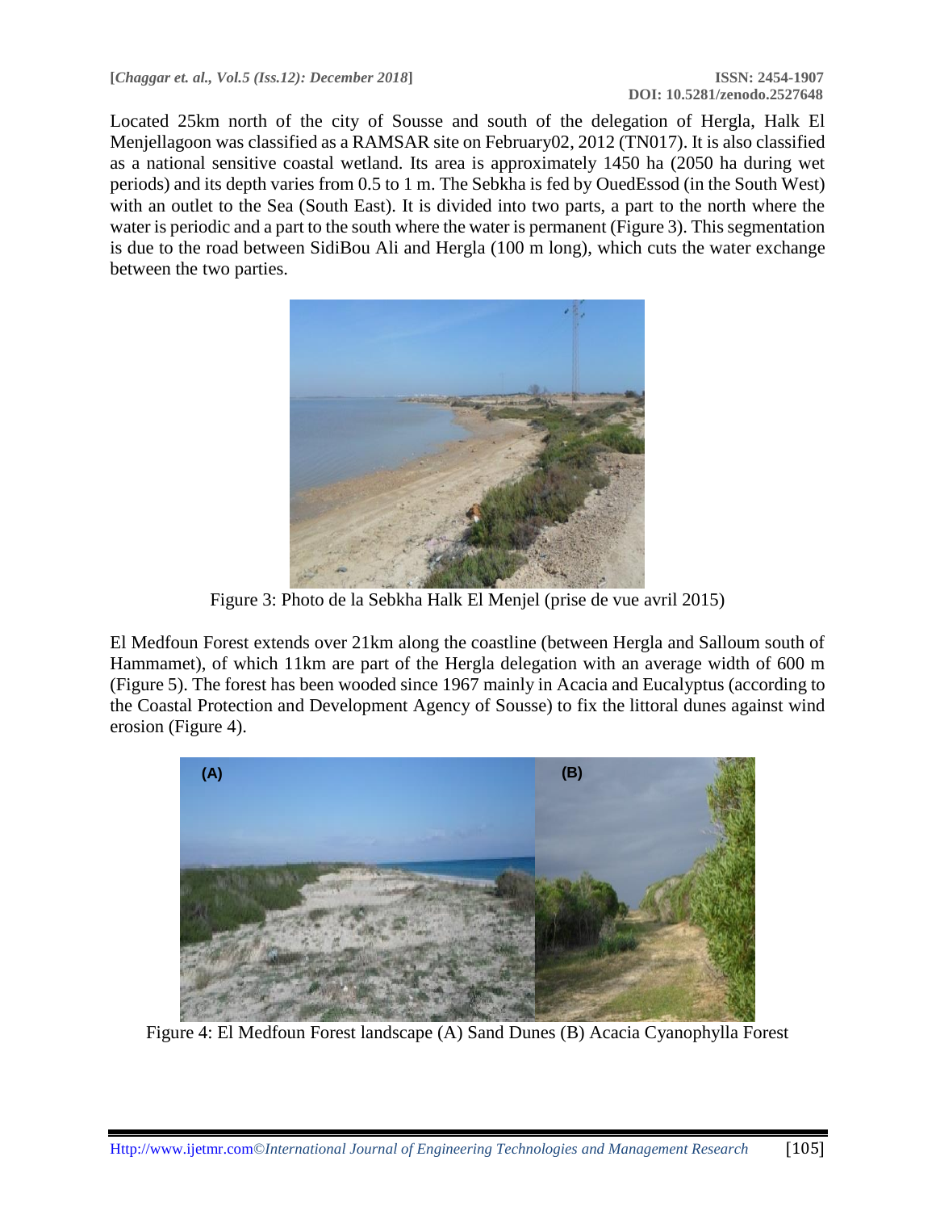Located 25km north of the city of Sousse and south of the delegation of Hergla, Halk El Menjellagoon was classified as a RAMSAR site on February02, 2012 (TN017). It is also classified as a national sensitive coastal wetland. Its area is approximately 1450 ha (2050 ha during wet periods) and its depth varies from 0.5 to 1 m. The Sebkha is fed by OuedEssod (in the South West) with an outlet to the Sea (South East). It is divided into two parts, a part to the north where the water is periodic and a part to the south where the water is permanent (Figure 3). This segmentation is due to the road between SidiBou Ali and Hergla (100 m long), which cuts the water exchange between the two parties.

Figure 3: Photo de la Sebkha Halk El Menjel (prise de vue avril 2015)

El Medfoun Forest extends over 21km along the coastline (between Hergla and Salloum south of Hammamet), of which 11km are part of the Hergla delegation with an average width of 600 m (Figure 5). The forest has been wooded since 1967 mainly in Acacia and Eucalyptus (according to the Coastal Protection and Development Agency of Sousse) to fix the littoral dunes against wind erosion (Figure 4).

Figure 4: El Medfoun Forest landscape (A) Sand Dunes (B) Acacia Cyanophylla Forest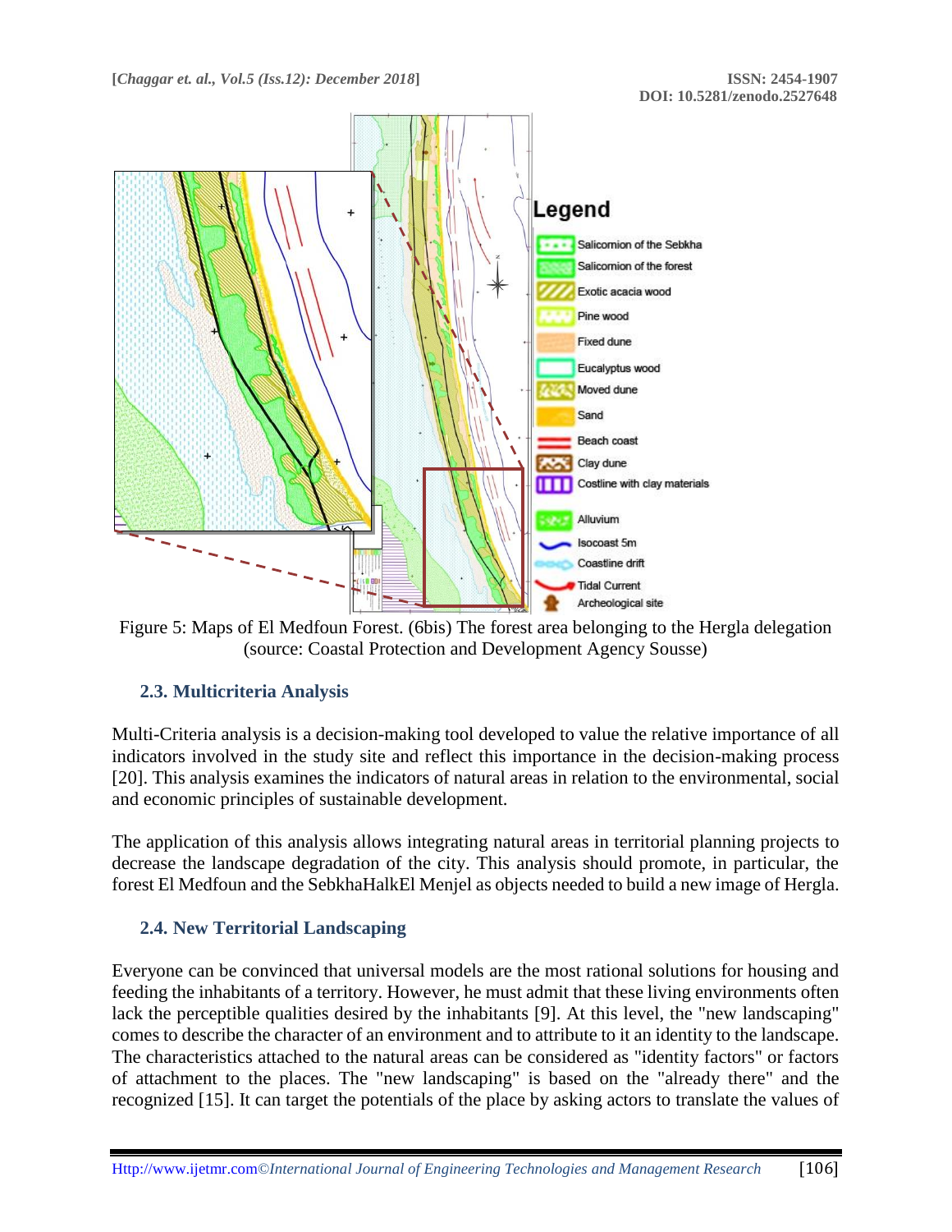Figure 5: Maps of El Medfoun Forest. (6bis) The forest area belonging to the Hergla delegation (source: Coastal Protection and Development Agency Sousse)

### 2.3. Multicriteria Analysis

Multi-Criteria analysis is a decision-making tool developed to value the relative importance of all indicators involved in the study site and reflect this importance in the decision-making process [20]. This analysis examines the indicators of natural areas in relation to the environmental, social and economic principles of sustainable development.

The application of this analysis allows integrating natural areas in territorial planning projects to decrease the landscape degradation of the city. This analysis should promote, in particular, the forest El Medfoun and the SebkhaHalkEl Menjel as objects needed to build a new image of Hergla.

### 2.4. New Territorial Landscaping

Everyone can be convinced that universal models are the most rational solutions for housing and feeding the inhabitants of a territory. However, he must admit that these living environments often lack the perceptible qualities desired by the inhabitants [9]. At this level, the "new landscaping" comes to describe the character of an environment and to attribute to it an identity to the landscape. The characteristics attached to the natural areas can be considered as "identity factors" or factors of attachment to the places. The "new landscaping" is based on the "already there" and the recognized [15]. It can target the potentials of the place by asking actors to translate the values of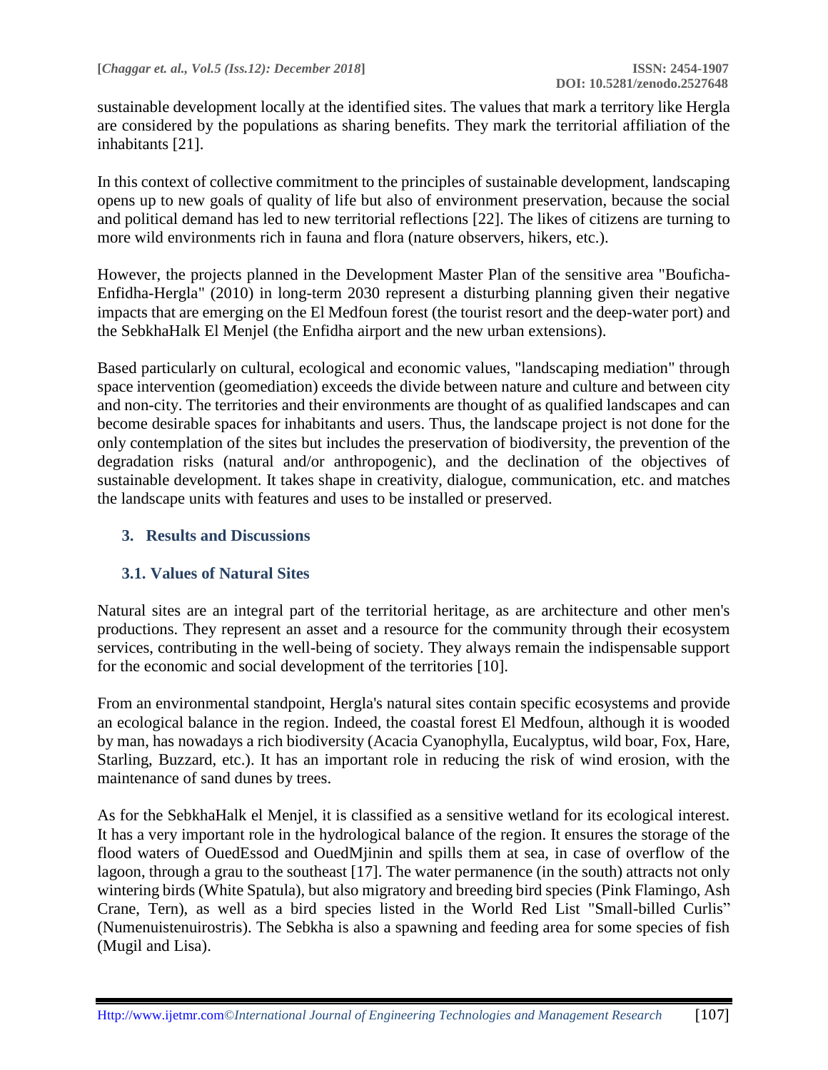sustainable development locally at the identified sites. The values that mark a territory like Hergla are considered by the populations as sharing benefits. They mark the territorial affiliation of the inhabitants [21].

In this context of collective commitment to the principles of sustainable development, landscaping opens up to new goals of quality of life but also of environment preservation, because the social and political demand has led to new territorial reflections [22]. The likes of citizens are turning to more wild environments rich in fauna and flora (nature observers, hikers, etc.).

However, the projects planned in the Development Master Plan of the sensitive area "Bouficha-Enfidha-Hergla" (2010) in long-term 2030 represent a disturbing planning given their negative impacts that are emerging on the El Medfoun forest (the tourist resort and the deep-water port) and the SebkhaHalk El Menjel (the Enfidha airport and the new urban extensions).

Based particularly on cultural, ecological and economic values, "landscaping mediation" through space intervention (geomediation) exceeds the divide between nature and culture and between city and non-city. The territories and their environments are thought of as qualified landscapes and can become desirable spaces for inhabitants and users. Thus, the landscape project is not done for the only contemplation of the sites but includes the preservation of biodiversity, the prevention of the degradation risks (natural and/or anthropogenic), and the declination of the objectives of sustainable development. It takes shape in creativity, dialogue, communication, etc. and matches the landscape units with features and uses to be installed or preserved.

## 3. Results and Discussions

### 3.1. Values of Natural Sites

Natural sites are an integral part of the territorial heritage, as are architecture and other men's productions. They represent an asset and a resource for the community through their ecosystem services, contributing in the well-being of society. They always remain the indispensable support for the economic and social development of the territories [10].

From an environmental standpoint, Hergla's natural sites contain specific ecosystems and provide an ecological balance in the region. Indeed, the coastal forest El Medfoun, although it is wooded by man, has nowadays a rich biodiversity (Acacia Cyanophylla, Eucalyptus, wild boar, Fox, Hare, Starling, Buzzard, etc.). It has an important role in reducing the risk of wind erosion, with the maintenance of sand dunes by trees.

As for the SebkhaHalk el Menjel, it is classified as a sensitive wetland for its ecological interest. It has a very important role in the hydrological balance of the region. It ensures the storage of the flood waters of OuedEssod and OuedMjinin and spills them at sea, in case of overflow of the lagoon, through a grau to the southeast [17]. The water permanence (in the south) attracts not only wintering birds (White Spatula), but also migratory and breeding bird species (Pink Flamingo, Ash Crane, Tern), as well as a bird species listed in the World Red List "Small-billed Curlis" (Numenuistenuirostris). The Sebkha is also a spawning and feeding area for some species of fish (Mugil and Lisa).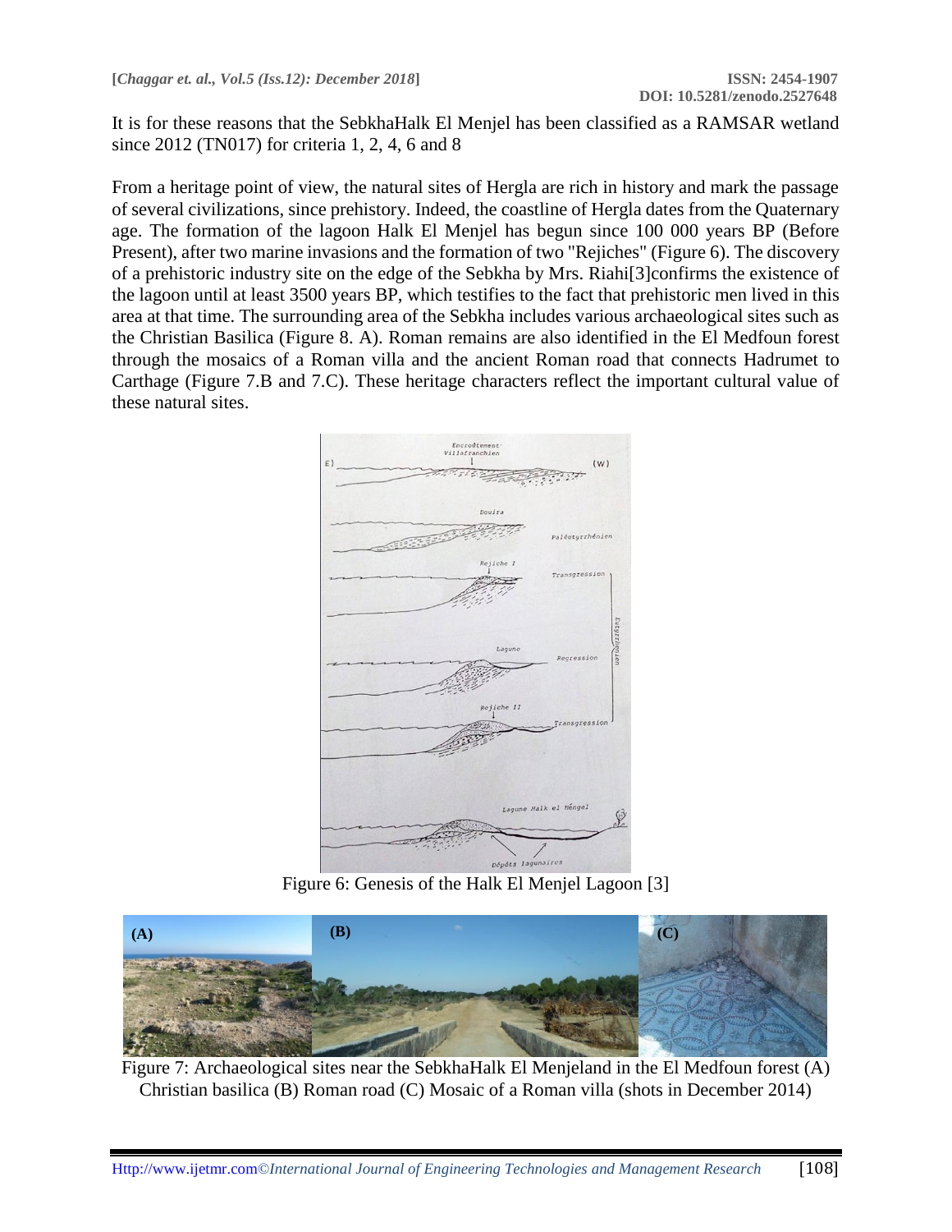It is for these reasons that the SebkhaHalk El Menjel has been classified as a RAMSAR wetland since 2012 (TN017) for criteria 1, 2, 4, 6 and 8

From a heritage point of view, the natural sites of Hergla are rich in history and mark the passage of several civilizations, since prehistory. Indeed, the coastline of Hergla dates from the Quaternary age. The formation of the lagoon Halk El Menjel has begun since 100 000 years BP (Before Present), after two marine invasions and the formation of two "Rejiches" (Figure 6). The discovery of a prehistoric industry site on the edge of the Sebkha by Mrs. Riahi[3]confirms the existence of the lagoon until at least 3500 years BP, which testifies to the fact that prehistoric men lived in this area at that time. The surrounding area of the Sebkha includes various archaeological sites such as the Christian Basilica (Figure 8. A). Roman remains are also identified in the El Medfoun forest through the mosaics of a Roman villa and the ancient Roman road that connects Hadrumet to Carthage (Figure 7.B and 7.C). These heritage characters reflect the important cultural value of these natural sites.

Figure 6: Genesis of the Halk El Menjel Lagoon [3]

Figure 7: Archaeological sites near the SebkhaHalk El Menjeland in the El Medfoun forest (A) Christian basilica (B) Roman road (C) Mosaic of a Roman villa (shots in December 2014)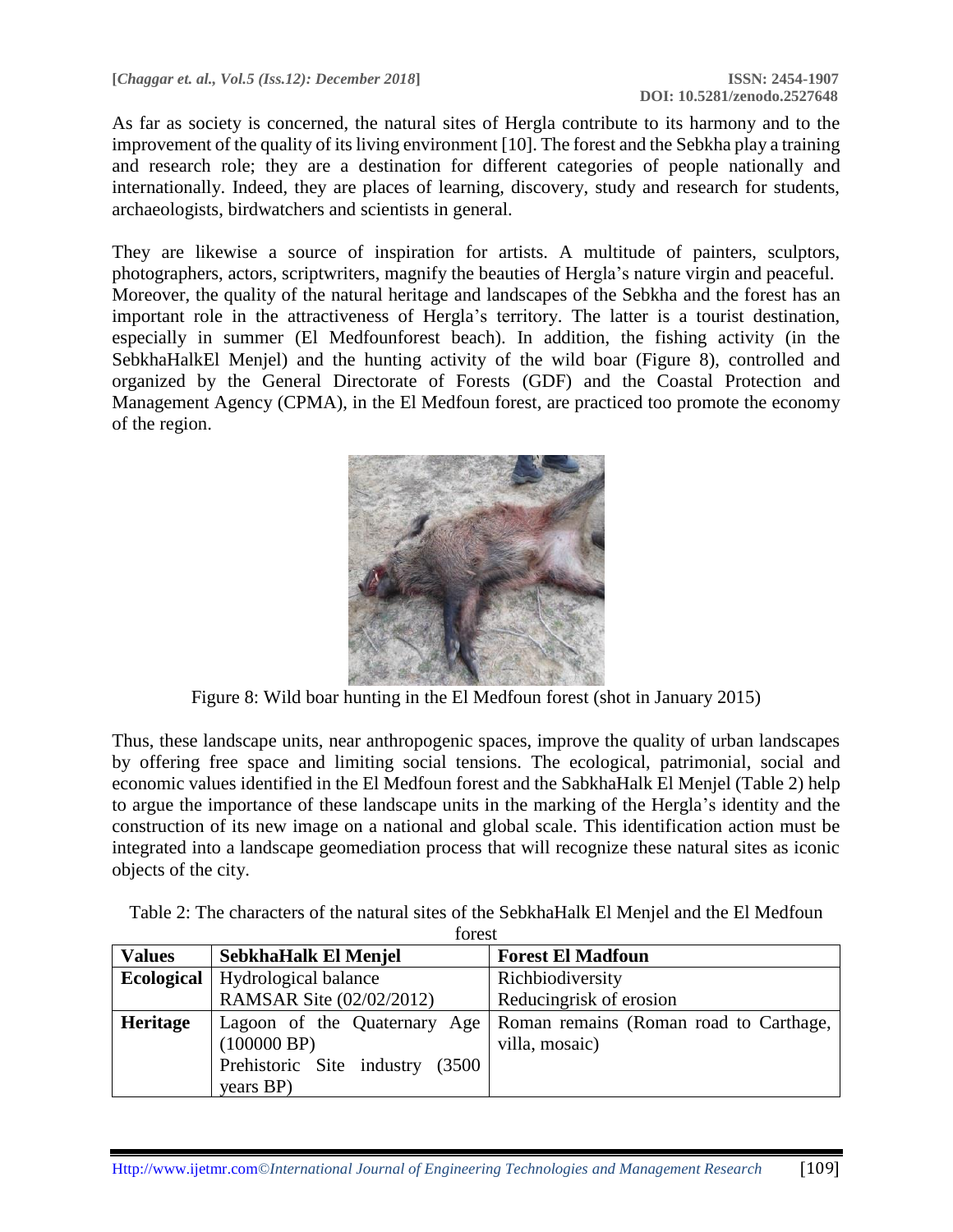As far as society is concerned, the natural sites of Hergla contribute to its harmony and to the improvement of the quality of its living environment [10]. The forest and the Sebkha play a training and research role; they are a destination for different categories of people nationally and internationally. Indeed, they are places of learning, discovery, study and research for students, archaeologists, birdwatchers and scientists in general.

They are likewise a source of inspiration for artists. A multitude of painters, sculptors, photographers, actors, scriptwriters, magnify the beauties of Hergla's nature virgin and peaceful. Moreover, the quality of the natural heritage and landscapes of the Sebkha and the forest has an important role in the attractiveness of Hergla's territory. The latter is a tourist destination, especially in summer (El Medfounforest beach). In addition, the fishing activity (in the SebkhaHalkEl Menjel) and the hunting activity of the wild boar (Figure 8), controlled and organized by the General Directorate of Forests (GDF) and the Coastal Protection and Management Agency (CPMA), in the El Medfoun forest, are practiced too promote the economy of the region.

Figure 8: Wild boar hunting in the El Medfoun forest (shot in January 2015)

Thus, these landscape units, near anthropogenic spaces, improve the quality of urban landscapes by offering free space and limiting social tensions. The ecological, patrimonial, social and economic values identified in the El Medfoun forest and the SabkhaHalk El Menjel (Table 2) help to argue the importance of these landscape units in the marking of the Hergla's identity and the construction of its new image on a national and global scale. This identification action must be integrated into a landscape geomediation process that will recognize these natural sites as iconic objects of the city.

Table 2: The characters of the natural sites of the SebkhaHalk El Menjel and the El Medfoun forest

| **Values** | **SebkhaHalk El Menjel** | **Forest El Madfoun** |
|---|---|---|
| **Ecological** | Hydrological balance<br>RAMSAR Site (02/02/2012) | Richbiodiversity<br>Reducingrisk of erosion |
| **Heritage** | Lagoon of the Quaternary Age (100000 BP)<br>Prehistoric Site industry (3500 years BP) | Roman remains (Roman road to Carthage, villa, mosaic) |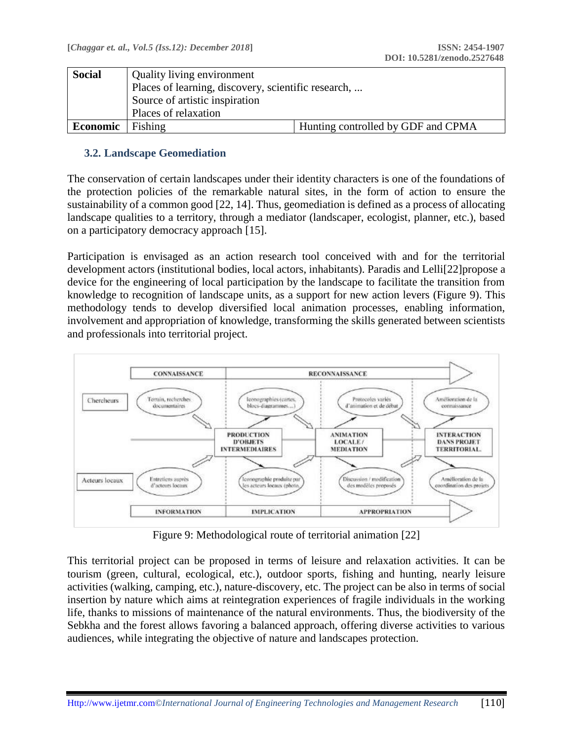| Social | Quality living environment<br>Places of learning, discovery, scientific research, ...<br>Source of artistic inspiration<br>Places of relaxation | |
|---|---|---|
| Economic | Fishing | Hunting controlled by GDF and CPMA |

### 3.2. Landscape Geomediation

The conservation of certain landscapes under their identity characters is one of the foundations of the protection policies of the remarkable natural sites, in the form of action to ensure the sustainability of a common good [22, 14]. Thus, geomediation is defined as a process of allocating landscape qualities to a territory, through a mediator (landscaper, ecologist, planner, etc.), based on a participatory democracy approach [15].

Participation is envisaged as an action research tool conceived with and for the territorial development actors (institutional bodies, local actors, inhabitants). Paradis and Lelli[22]propose a device for the engineering of local participation by the landscape to facilitate the transition from knowledge to recognition of landscape units, as a support for new action levers (Figure 9). This methodology tends to develop diversified local animation processes, enabling information, involvement and appropriation of knowledge, transforming the skills generated between scientists and professionals into territorial project.

Figure 9: Methodological route of territorial animation [22]

This territorial project can be proposed in terms of leisure and relaxation activities. It can be tourism (green, cultural, ecological, etc.), outdoor sports, fishing and hunting, nearly leisure activities (walking, camping, etc.), nature-discovery, etc. The project can be also in terms of social insertion by nature which aims at reintegration experiences of fragile individuals in the working life, thanks to missions of maintenance of the natural environments. Thus, the biodiversity of the Sebkha and the forest allows favoring a balanced approach, offering diverse activities to various audiences, while integrating the objective of nature and landscapes protection.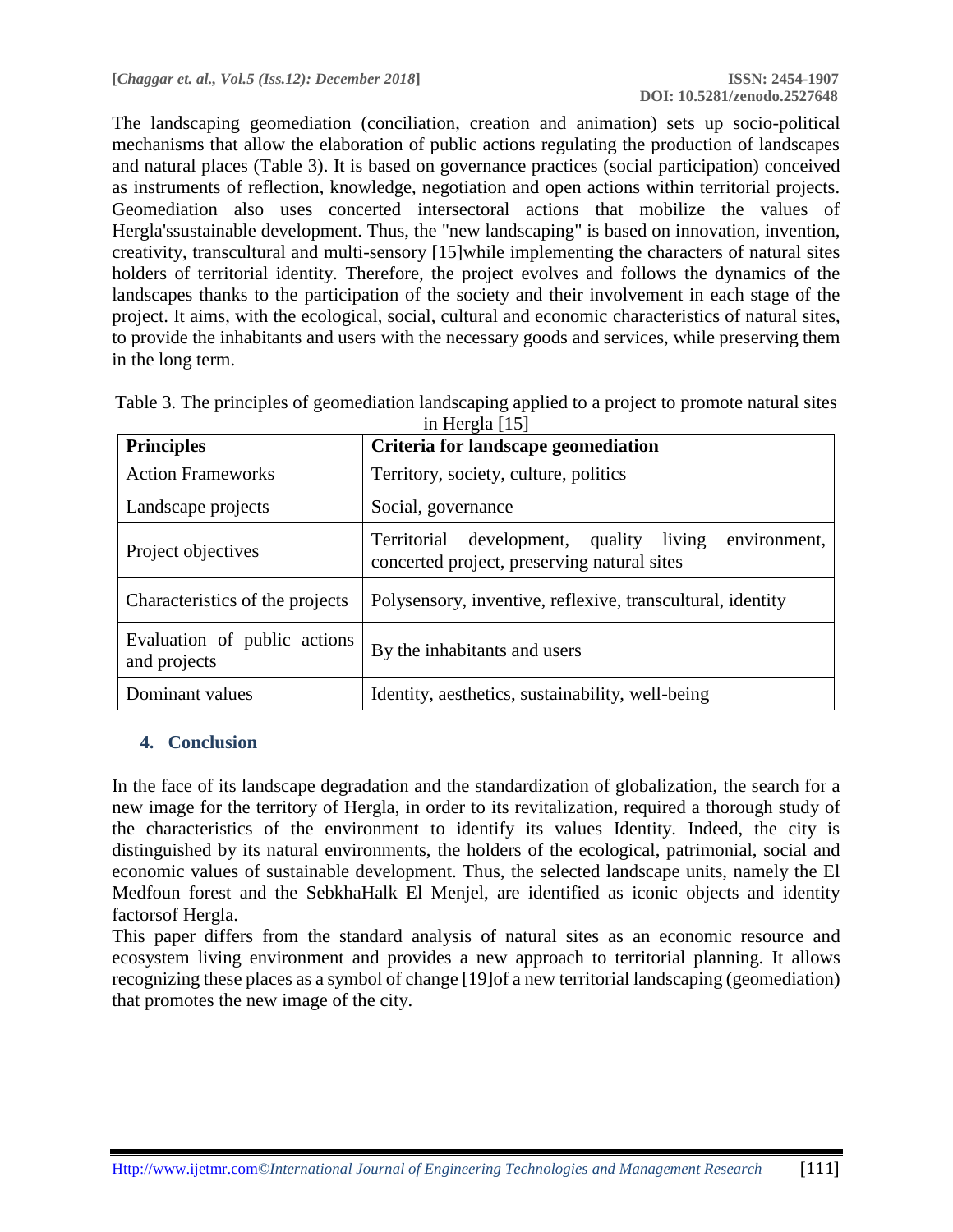The landscaping geomediation (conciliation, creation and animation) sets up socio-political mechanisms that allow the elaboration of public actions regulating the production of landscapes and natural places (Table 3). It is based on governance practices (social participation) conceived as instruments of reflection, knowledge, negotiation and open actions within territorial projects. Geomediation also uses concerted intersectoral actions that mobilize the values of Hergla'ssustainable development. Thus, the "new landscaping" is based on innovation, invention, creativity, transcultural and multi-sensory [15]while implementing the characters of natural sites holders of territorial identity. Therefore, the project evolves and follows the dynamics of the landscapes thanks to the participation of the society and their involvement in each stage of the project. It aims, with the ecological, social, cultural and economic characteristics of natural sites, to provide the inhabitants and users with the necessary goods and services, while preserving them in the long term.

Table 3. The principles of geomediation landscaping applied to a project to promote natural sites in Hergla [15]

| Principles | Criteria for landscape geomediation |
| --- | --- |
| Action Frameworks | Territory, society, culture, politics |
| Landscape projects | Social, governance |
| Project objectives | Territorial development, quality living environment, concerted project, preserving natural sites |
| Characteristics of the projects | Polysensory, inventive, reflexive, transcultural, identity |
| Evaluation of public actions and projects | By the inhabitants and users |
| Dominant values | Identity, aesthetics, sustainability, well-being |

## 4. Conclusion

In the face of its landscape degradation and the standardization of globalization, the search for a new image for the territory of Hergla, in order to its revitalization, required a thorough study of the characteristics of the environment to identify its values Identity. Indeed, the city is distinguished by its natural environments, the holders of the ecological, patrimonial, social and economic values of sustainable development. Thus, the selected landscape units, namely the El Medfoun forest and the SebkhaHalk El Menjel, are identified as iconic objects and identity factorsof Hergla.

This paper differs from the standard analysis of natural sites as an economic resource and ecosystem living environment and provides a new approach to territorial planning. It allows recognizing these places as a symbol of change [19]of a new territorial landscaping (geomediation) that promotes the new image of the city.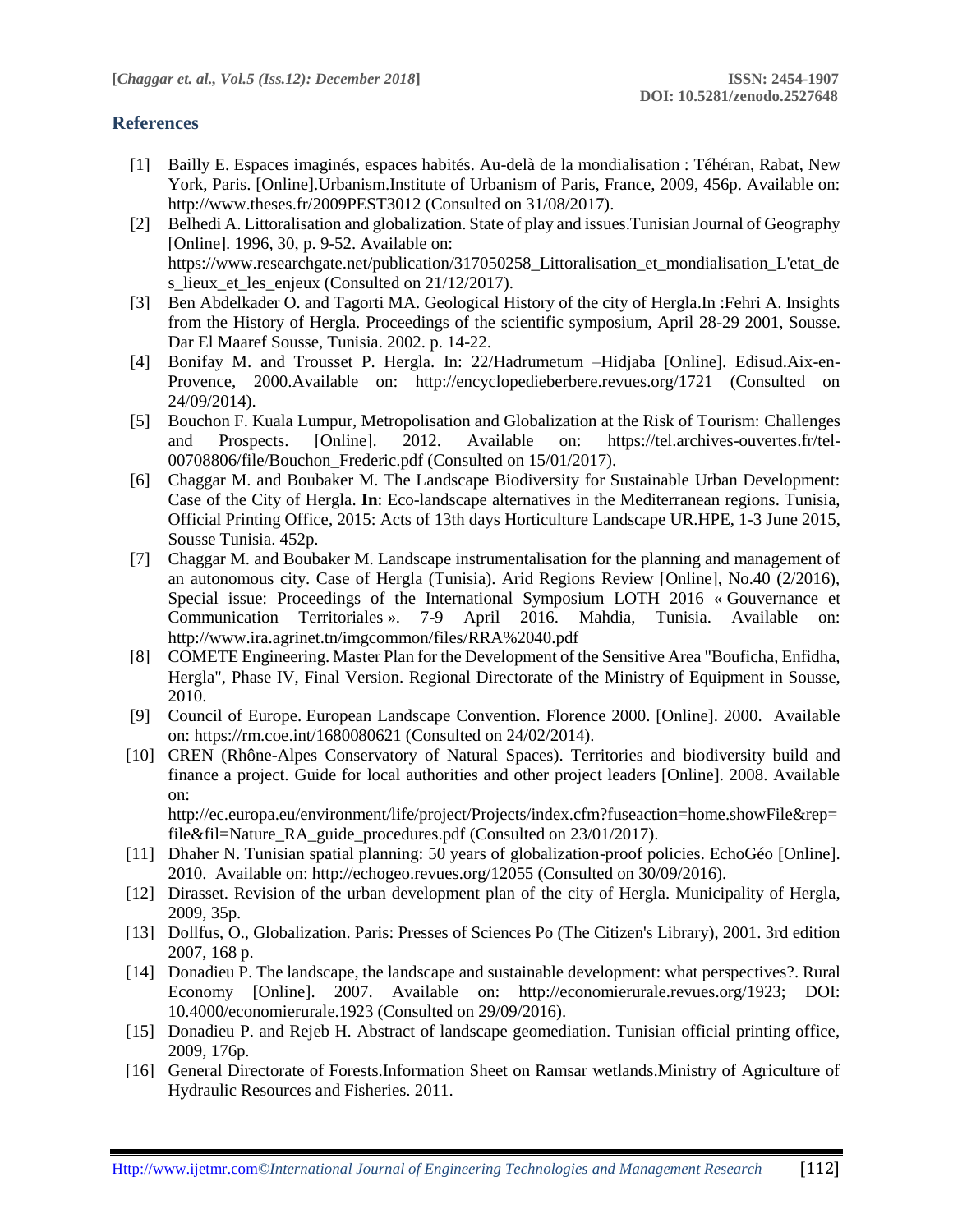## References

[1] Bailly E. Espaces imaginés, espaces habités. Au-delà de la mondialisation : Téhéran, Rabat, New York, Paris. [Online].Urbanism.Institute of Urbanism of Paris, France, 2009, 456p. Available on: http://www.theses.fr/2009PEST3012 (Consulted on 31/08/2017).

[2] Belhedi A. Littoralisation and globalization. State of play and issues.Tunisian Journal of Geography [Online]. 1996, 30, p. 9-52. Available on: https://www.researchgate.net/publication/317050258_Littoralisation_et_mondialisation_L'etat_des_lieux_et_les_enjeux (Consulted on 21/12/2017).

[3] Ben Abdelkader O. and Tagorti MA. Geological History of the city of Hergla.In :Fehri A. Insights from the History of Hergla. Proceedings of the scientific symposium, April 28-29 2001, Sousse. Dar El Maaref Sousse, Tunisia. 2002. p. 14-22.

[4] Bonifay M. and Trousset P. Hergla. In: 22/Hadrumetum –Hidjaba [Online]. Edisud.Aix-en-Provence, 2000.Available on: http://encyclopedieberbere.revues.org/1721 (Consulted on 24/09/2014).

[5] Bouchon F. Kuala Lumpur, Metropolisation and Globalization at the Risk of Tourism: Challenges and Prospects. [Online]. 2012. Available on: https://tel.archives-ouvertes.fr/tel-00708806/file/Bouchon_Frederic.pdf (Consulted on 15/01/2017).

[6] Chaggar M. and Boubaker M. The Landscape Biodiversity for Sustainable Urban Development: Case of the City of Hergla. **In**: Eco-landscape alternatives in the Mediterranean regions. Tunisia, Official Printing Office, 2015: Acts of 13th days Horticulture Landscape UR.HPE, 1-3 June 2015, Sousse Tunisia. 452p.

[7] Chaggar M. and Boubaker M. Landscape instrumentalisation for the planning and management of an autonomous city. Case of Hergla (Tunisia). Arid Regions Review [Online], No.40 (2/2016), Special issue: Proceedings of the International Symposium LOTH 2016 « Gouvernance et Communication Territoriales ». 7-9 April 2016. Mahdia, Tunisia. Available on: http://www.ira.agrinet.tn/imgcommon/files/RRA%2040.pdf

[8] COMETE Engineering. Master Plan for the Development of the Sensitive Area "Bouficha, Enfidha, Hergla", Phase IV, Final Version. Regional Directorate of the Ministry of Equipment in Sousse, 2010.

[9] Council of Europe. European Landscape Convention. Florence 2000. [Online]. 2000. Available on: https://rm.coe.int/1680080621 (Consulted on 24/02/2014).

[10] CREN (Rhône-Alpes Conservatory of Natural Spaces). Territories and biodiversity build and finance a project. Guide for local authorities and other project leaders [Online]. 2008. Available on: http://ec.europa.eu/environment/life/project/Projects/index.cfm?fuseaction=home.showFile&rep=file&fil=Nature_RA_guide_procedures.pdf (Consulted on 23/01/2017).

[11] Dhaher N. Tunisian spatial planning: 50 years of globalization-proof policies. EchoGéo [Online]. 2010. Available on: http://echogeo.revues.org/12055 (Consulted on 30/09/2016).

[12] Dirasset. Revision of the urban development plan of the city of Hergla. Municipality of Hergla, 2009, 35p.

[13] Dollfus, O., Globalization. Paris: Presses of Sciences Po (The Citizen's Library), 2001. 3rd edition 2007, 168 p.

[14] Donadieu P. The landscape, the landscape and sustainable development: what perspectives?. Rural Economy [Online]. 2007. Available on: http://economierurale.revues.org/1923; DOI: 10.4000/economierurale.1923 (Consulted on 29/09/2016).

[15] Donadieu P. and Rejeb H. Abstract of landscape geomediation. Tunisian official printing office, 2009, 176p.

[16] General Directorate of Forests.Information Sheet on Ramsar wetlands.Ministry of Agriculture of Hydraulic Resources and Fisheries. 2011.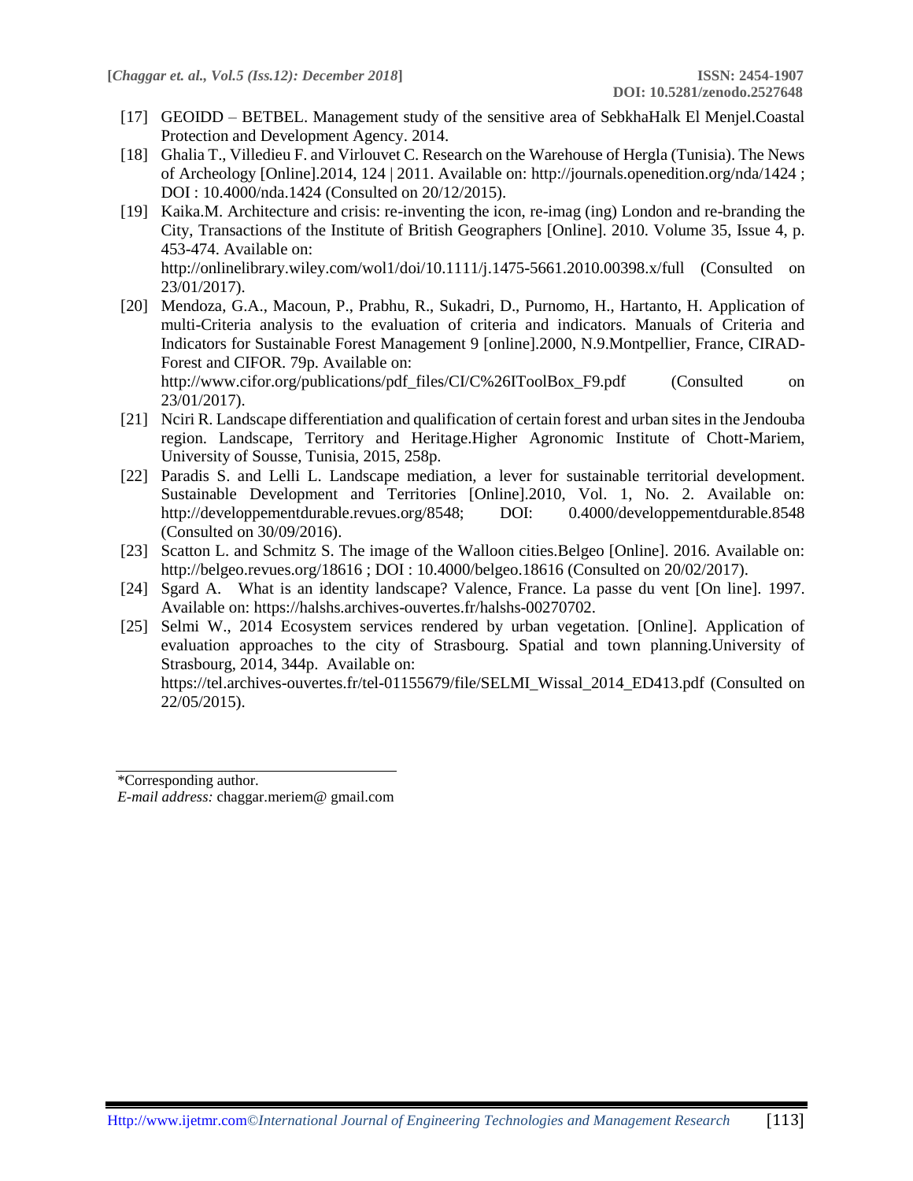[17] GEOIDD – BETBEL. Management study of the sensitive area of SebkhaHalk El Menjel.Coastal Protection and Development Agency. 2014.

[18] Ghalia T., Villedieu F. and Virlouvet C. Research on the Warehouse of Hergla (Tunisia). The News of Archeology [Online].2014, 124 | 2011. Available on: http://journals.openedition.org/nda/1424 ; DOI : 10.4000/nda.1424 (Consulted on 20/12/2015).

[19] Kaika.M. Architecture and crisis: re-inventing the icon, re-imag (ing) London and re-branding the City, Transactions of the Institute of British Geographers [Online]. 2010. Volume 35, Issue 4, p. 453-474. Available on: http://onlinelibrary.wiley.com/wol1/doi/10.1111/j.1475-5661.2010.00398.x/full (Consulted on 23/01/2017).

[20] Mendoza, G.A., Macoun, P., Prabhu, R., Sukadri, D., Purnomo, H., Hartanto, H. Application of multi-Criteria analysis to the evaluation of criteria and indicators. Manuals of Criteria and Indicators for Sustainable Forest Management 9 [online].2000, N.9.Montpellier, France, CIRAD-Forest and CIFOR. 79p. Available on: http://www.cifor.org/publications/pdf_files/CI/C%26IToolBox_F9.pdf (Consulted on 23/01/2017).

[21] Nciri R. Landscape differentiation and qualification of certain forest and urban sites in the Jendouba region. Landscape, Territory and Heritage.Higher Agronomic Institute of Chott-Mariem, University of Sousse, Tunisia, 2015, 258p.

[22] Paradis S. and Lelli L. Landscape mediation, a lever for sustainable territorial development. Sustainable Development and Territories [Online].2010, Vol. 1, No. 2. Available on: http://developpementdurable.revues.org/8548; DOI: 0.4000/developpementdurable.8548 (Consulted on 30/09/2016).

[23] Scatton L. and Schmitz S. The image of the Walloon cities.Belgeo [Online]. 2016. Available on: http://belgeo.revues.org/18616 ; DOI : 10.4000/belgeo.18616 (Consulted on 20/02/2017).

[24] Sgard A. What is an identity landscape? Valence, France. La passe du vent [On line]. 1997. Available on: https://halshs.archives-ouvertes.fr/halshs-00270702.

[25] Selmi W., 2014 Ecosystem services rendered by urban vegetation. [Online]. Application of evaluation approaches to the city of Strasbourg. Spatial and town planning.University of Strasbourg, 2014, 344p. Available on: https://tel.archives-ouvertes.fr/tel-01155679/file/SELMI_Wissal_2014_ED413.pdf (Consulted on 22/05/2015).

---

*Corresponding author.

*E-mail address:* chaggar.meriem@ gmail.com